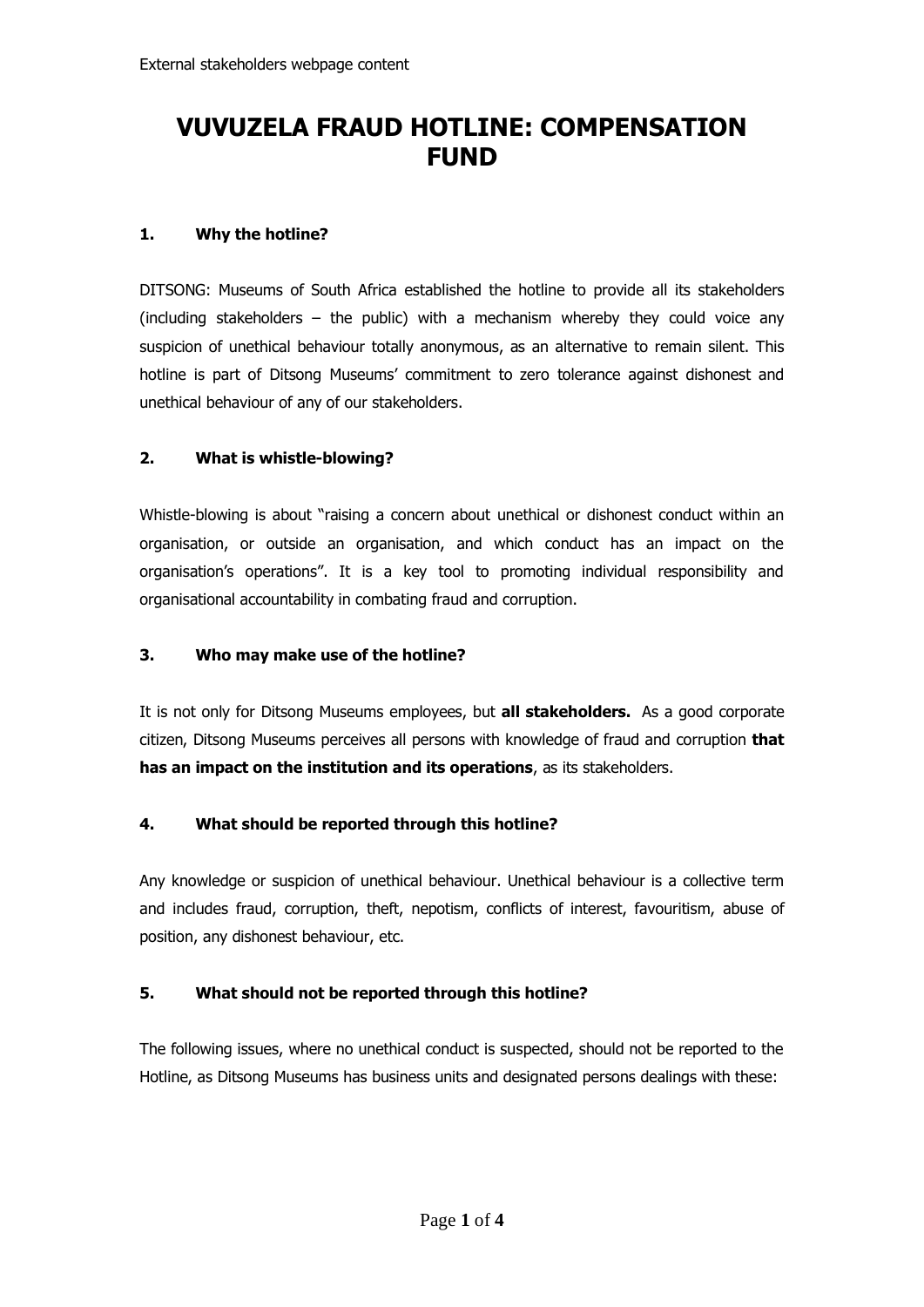External stakeholders webpage content

# VUVUZELA FRAUD HOTLINE: COMPENSATION FUND

## 1. Why the hotline?

DITSONG: Museums of South Africa established the hotline to provide all its stakeholders (including stakeholders – the public) with a mechanism whereby they could voice any suspicion of unethical behaviour totally anonymous, as an alternative to remain silent. This hotline is part of Ditsong Museums' commitment to zero tolerance against dishonest and unethical behaviour of any of our stakeholders.

## 2. What is whistle-blowing?

Whistle-blowing is about "raising a concern about unethical or dishonest conduct within an organisation, or outside an organisation, and which conduct has an impact on the organisation's operations". It is a key tool to promoting individual responsibility and organisational accountability in combating fraud and corruption.

## 3. Who may make use of the hotline?

It is not only for Ditsong Museums employees, but **all stakeholders.** As a good corporate citizen, Ditsong Museums perceives all persons with knowledge of fraud and corruption **that has an impact on the institution and its operations**, as its stakeholders.

## 4. What should be reported through this hotline?

Any knowledge or suspicion of unethical behaviour. Unethical behaviour is a collective term and includes fraud, corruption, theft, nepotism, conflicts of interest, favouritism, abuse of position, any dishonest behaviour, etc.

## 5. What should not be reported through this hotline?

The following issues, where no unethical conduct is suspected, should not be reported to the Hotline, as Ditsong Museums has business units and designated persons dealings with these: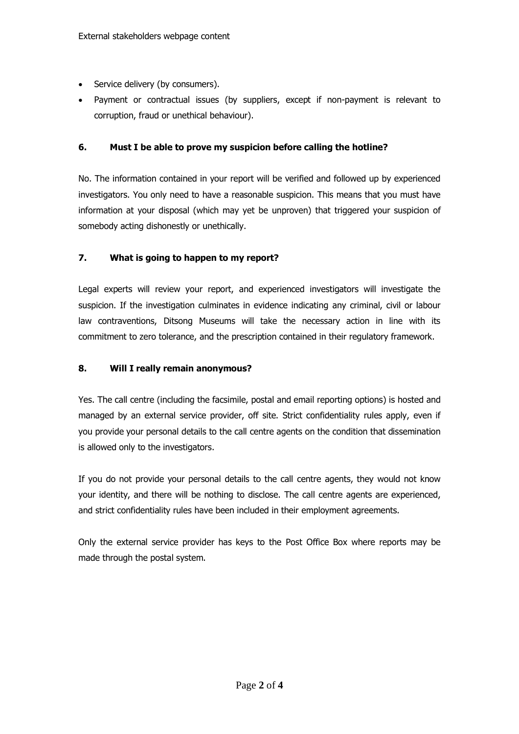- Service delivery (by consumers).
- Payment or contractual issues (by suppliers, except if non-payment is relevant to corruption, fraud or unethical behaviour).

### 6. Must I be able to prove my suspicion before calling the hotline?

No. The information contained in your report will be verified and followed up by experienced investigators. You only need to have a reasonable suspicion. This means that you must have information at your disposal (which may yet be unproven) that triggered your suspicion of somebody acting dishonestly or unethically.

### 7. What is going to happen to my report?

Legal experts will review your report, and experienced investigators will investigate the suspicion. If the investigation culminates in evidence indicating any criminal, civil or labour law contraventions, Ditsong Museums will take the necessary action in line with its commitment to zero tolerance, and the prescription contained in their regulatory framework.

### 8. Will I really remain anonymous?

Yes. The call centre (including the facsimile, postal and email reporting options) is hosted and managed by an external service provider, off site. Strict confidentiality rules apply, even if you provide your personal details to the call centre agents on the condition that dissemination is allowed only to the investigators.

If you do not provide your personal details to the call centre agents, they would not know your identity, and there will be nothing to disclose. The call centre agents are experienced, and strict confidentiality rules have been included in their employment agreements.

Only the external service provider has keys to the Post Office Box where reports may be made through the postal system.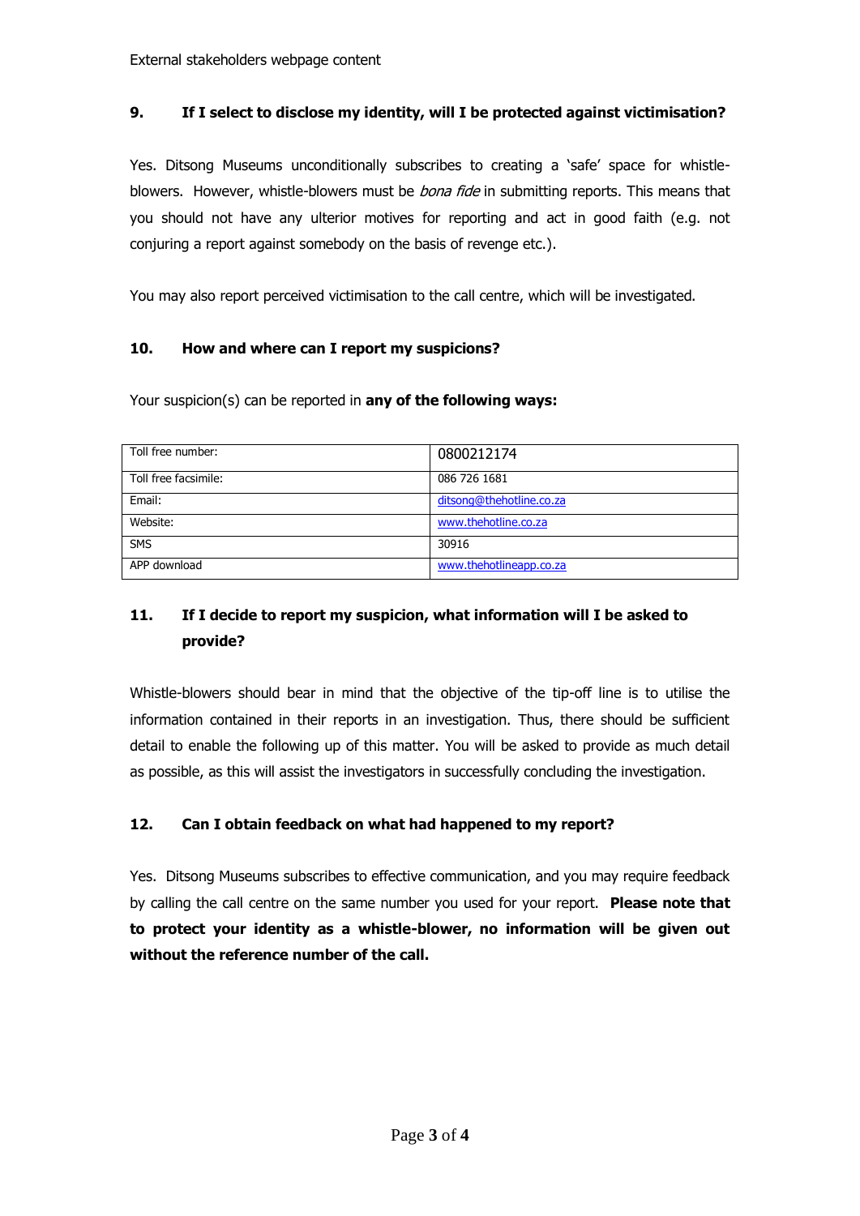External stakeholders webpage content

### 9. If I select to disclose my identity, will I be protected against victimisation?

Yes. Ditsong Museums unconditionally subscribes to creating a 'safe' space for whistle-blowers. However, whistle-blowers must be *bona fide* in submitting reports. This means that you should not have any ulterior motives for reporting and act in good faith (e.g. not conjuring a report against somebody on the basis of revenge etc.).

You may also report perceived victimisation to the call centre, which will be investigated.

### 10. How and where can I report my suspicions?

Your suspicion(s) can be reported in **any of the following ways:**

| Toll free number: | 0800212174 |
|---|---|
| Toll free facsimile: | 086 726 1681 |
| Email: | ditsong@thehotline.co.za |
| Website: | www.thehotline.co.za |
| SMS | 30916 |
| APP download | www.thehotlineapp.co.za |

### 11. If I decide to report my suspicion, what information will I be asked to provide?

Whistle-blowers should bear in mind that the objective of the tip-off line is to utilise the information contained in their reports in an investigation. Thus, there should be sufficient detail to enable the following up of this matter. You will be asked to provide as much detail as possible, as this will assist the investigators in successfully concluding the investigation.

### 12. Can I obtain feedback on what had happened to my report?

Yes. Ditsong Museums subscribes to effective communication, and you may require feedback by calling the call centre on the same number you used for your report. **Please note that to protect your identity as a whistle-blower, no information will be given out without the reference number of the call.**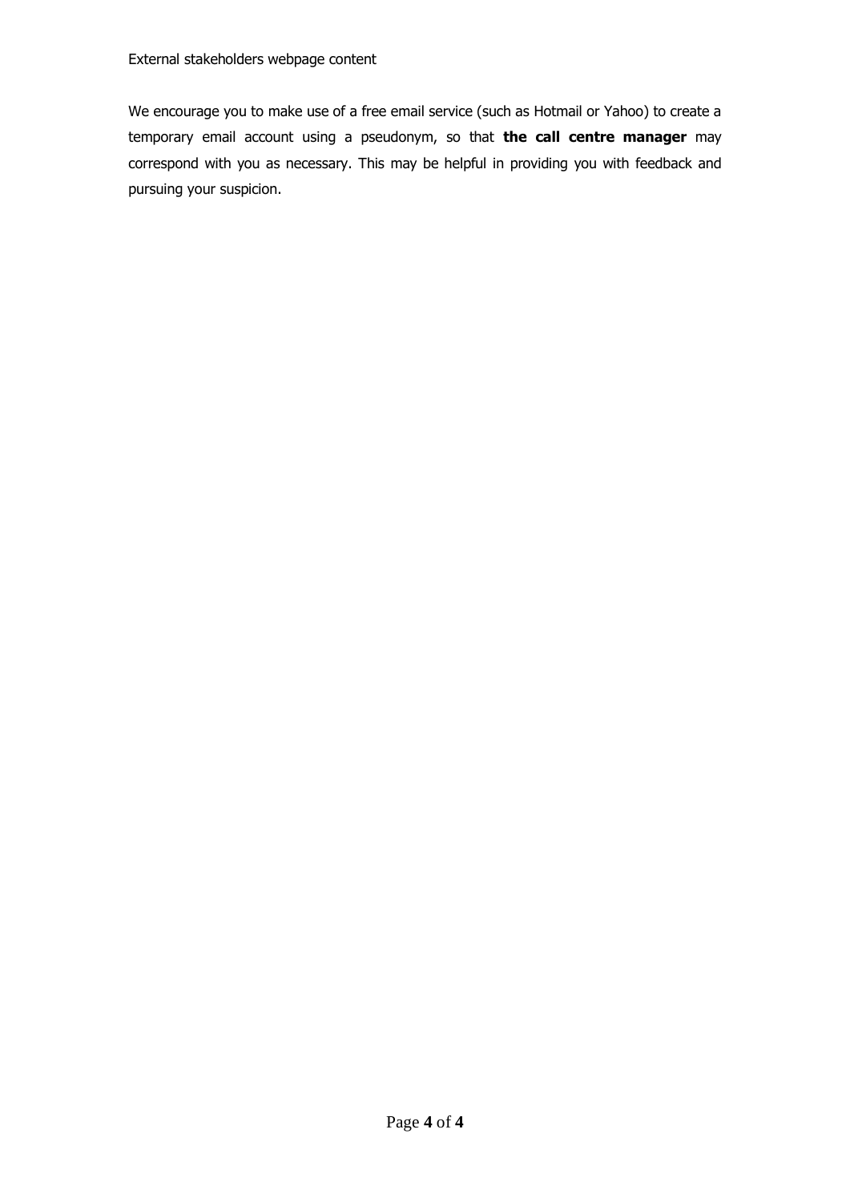We encourage you to make use of a free email service (such as Hotmail or Yahoo) to create a temporary email account using a pseudonym, so that **the call centre manager** may correspond with you as necessary. This may be helpful in providing you with feedback and pursuing your suspicion.